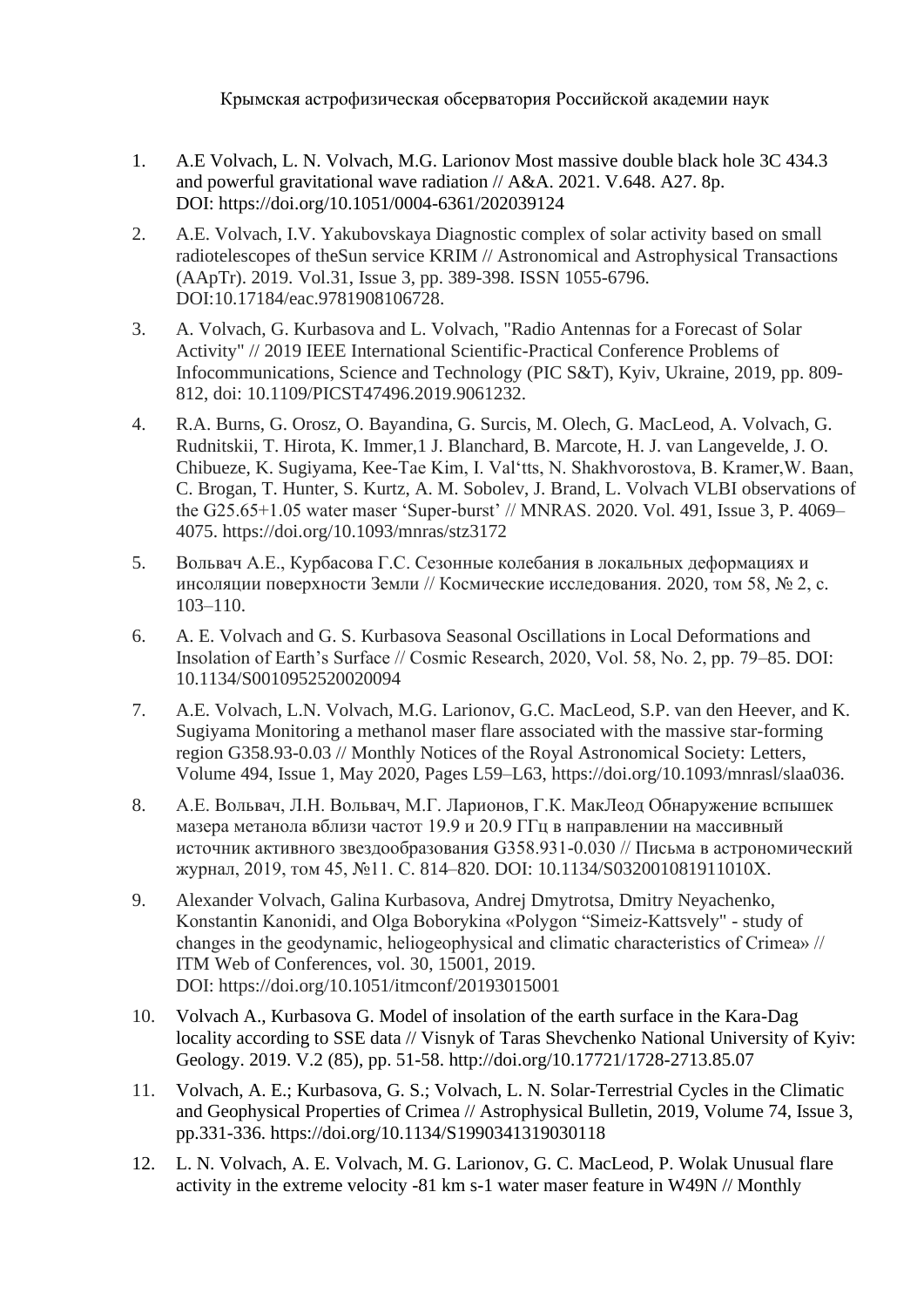Крымская астрофизическая обсерватория Российской академии наук

1. A.E Volvach, L. N. Volvach, M.G. Larionov Most massive double black hole 3C 434.3 and powerful gravitational wave radiation // A&A. 2021. V.648. A27. 8p. DOI: https://doi.org/10.1051/0004-6361/202039124

2. A.E. Volvach, I.V. Yakubovskaya Diagnostic complex of solar activity based on small radiotelescopes of theSun service KRIM // Astronomical and Astrophysical Transactions (AApTr). 2019. Vol.31, Issue 3, pp. 389-398. ISSN 1055-6796. DOI:10.17184/eac.9781908106728.

3. A. Volvach, G. Kurbasova and L. Volvach, "Radio Antennas for a Forecast of Solar Activity" // 2019 IEEE International Scientific-Practical Conference Problems of Infocommunications, Science and Technology (PIC S&T), Kyiv, Ukraine, 2019, pp. 809-812, doi: 10.1109/PICST47496.2019.9061232.

4. R.A. Burns, G. Orosz, O. Bayandina, G. Surcis, M. Olech, G. MacLeod, A. Volvach, G. Rudnitskii, T. Hirota, K. Immer,1 J. Blanchard, B. Marcote, H. J. van Langevelde, J. O. Chibueze, K. Sugiyama, Kee-Tae Kim, I. Val'tts, N. Shakhvorostova, B. Kramer,W. Baan, C. Brogan, T. Hunter, S. Kurtz, A. M. Sobolev, J. Brand, L. Volvach VLBI observations of the G25.65+1.05 water maser 'Super-burst' // MNRAS. 2020. Vol. 491, Issue 3, P. 4069–4075. https://doi.org/10.1093/mnras/stz3172

5. Вольвач А.Е., Курбасова Г.С. Сезонные колебания в локальных деформациях и инсоляции поверхности Земли // Космические исследования. 2020, том 58, № 2, с. 103–110.

6. A. E. Volvach and G. S. Kurbasova Seasonal Oscillations in Local Deformations and Insolation of Earth's Surface // Cosmic Research, 2020, Vol. 58, No. 2, pp. 79–85. DOI: 10.1134/S0010952520020094

7. A.E. Volvach, L.N. Volvach, M.G. Larionov, G.C. MacLeod, S.P. van den Heever, and K. Sugiyama Monitoring a methanol maser flare associated with the massive star-forming region G358.93-0.03 // Monthly Notices of the Royal Astronomical Society: Letters, Volume 494, Issue 1, May 2020, Pages L59–L63, https://doi.org/10.1093/mnrasl/slaa036.

8. А.Е. Вольвач, Л.Н. Вольвач, М.Г. Ларионов, Г.К. МакЛеод Обнаружение вспышек мазера метанола вблизи частот 19.9 и 20.9 ГГц в направлении на массивный источник активного звездообразования G358.931-0.030 // Письма в астрономический журнал, 2019, том 45, №11. С. 814–820. DOI: 10.1134/S032001081911010X.

9. Alexander Volvach, Galina Kurbasova, Andrej Dmytrotsa, Dmitry Neyachenko, Konstantin Kanonidi, and Olga Boborykina «Polygon "Simeiz-Kattsvely" - study of changes in the geodynamic, heliogeophysical and climatic characteristics of Crimea» // ITM Web of Conferences, vol. 30, 15001, 2019. DOI: https://doi.org/10.1051/itmconf/20193015001

10. Volvach A., Kurbasova G. Model of insolation of the earth surface in the Kara-Dag locality according to SSE data // Visnyk of Taras Shevchenko National University of Kyiv: Geology. 2019. V.2 (85), pp. 51-58. http://doi.org/10.17721/1728-2713.85.07

11. Volvach, A. E.; Kurbasova, G. S.; Volvach, L. N. Solar-Terrestrial Cycles in the Climatic and Geophysical Properties of Crimea // Astrophysical Bulletin, 2019, Volume 74, Issue 3, pp.331-336. https://doi.org/10.1134/S1990341319030118

12. L. N. Volvach, A. E. Volvach, M. G. Larionov, G. C. MacLeod, P. Wolak Unusual flare activity in the extreme velocity -81 km s-1 water maser feature in W49N // Monthly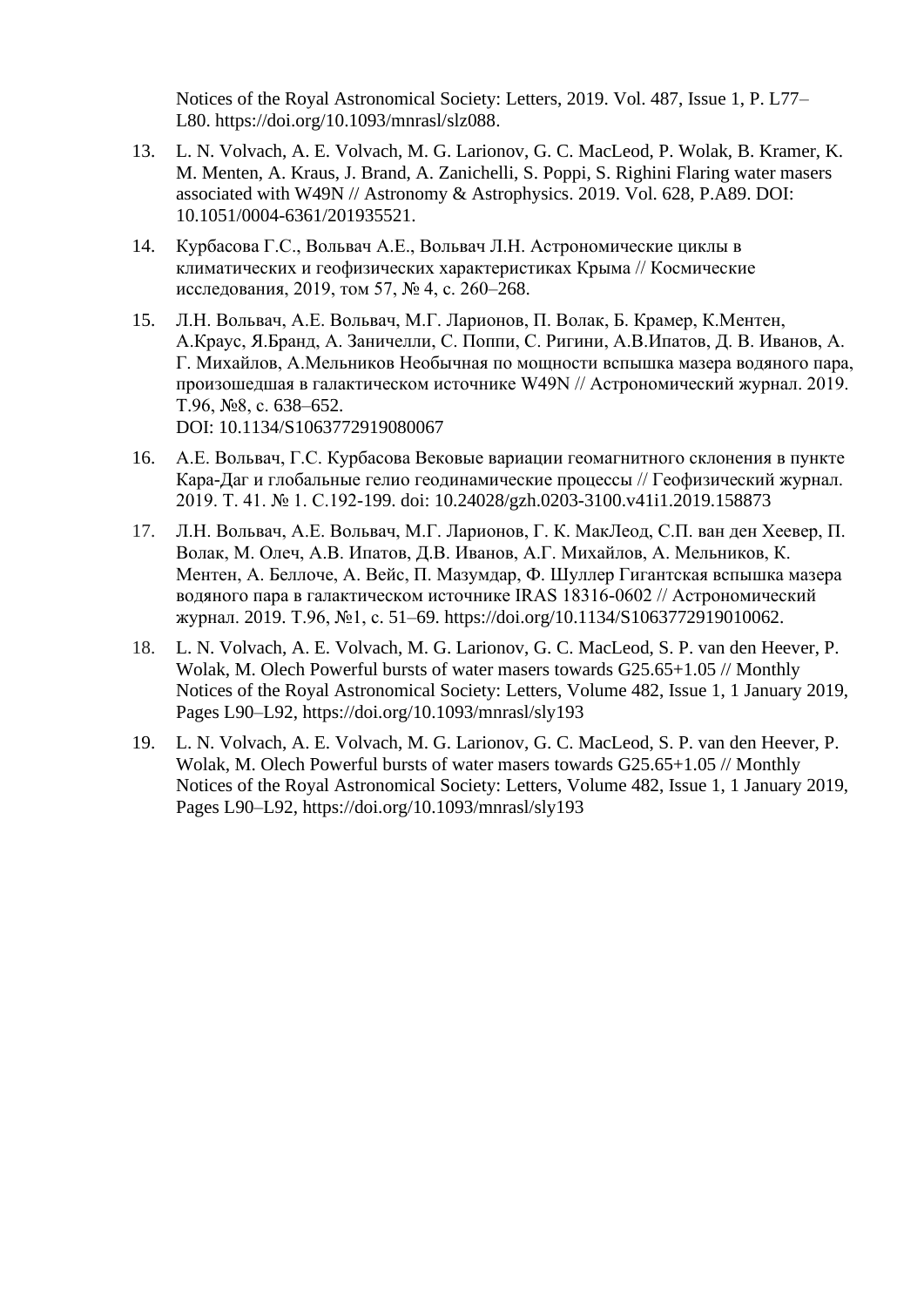Notices of the Royal Astronomical Society: Letters, 2019. Vol. 487, Issue 1, P. L77–L80. https://doi.org/10.1093/mnrasl/slz088.

13. L. N. Volvach, A. E. Volvach, M. G. Larionov, G. C. MacLeod, P. Wolak, B. Kramer, K. M. Menten, A. Kraus, J. Brand, A. Zanichelli, S. Poppi, S. Righini Flaring water masers associated with W49N // Astronomy & Astrophysics. 2019. Vol. 628, P.A89. DOI: 10.1051/0004-6361/201935521.

14. Курбасова Г.С., Вольвач А.Е., Вольвач Л.Н. Астрономические циклы в климатических и геофизических характеристиках Крыма // Космические исследования, 2019, том 57, № 4, с. 260–268.

15. Л.Н. Вольвач, А.Е. Вольвач, М.Г. Ларионов, П. Волак, Б. Крамер, К.Ментен, А.Краус, Я.Бранд, А. Заничелли, С. Поппи, С. Ригини, А.В.Ипатов, Д. В. Иванов, А. Г. Михайлов, А.Мельников Необычная по мощности вспышка мазера водяного пара, произошедшая в галактическом источнике W49N // Астрономический журнал. 2019. Т.96, №8, с. 638–652.
DOI: 10.1134/S1063772919080067

16. А.Е. Вольвач, Г.С. Курбасова Вековые вариации геомагнитного склонения в пункте Кара-Даг и глобальные гелио геодинамические процессы // Геофизический журнал. 2019. Т. 41. № 1. С.192-199. doi: 10.24028/gzh.0203-3100.v41i1.2019.158873

17. Л.Н. Вольвач, А.Е. Вольвач, М.Г. Ларионов, Г. К. МакЛеод, С.П. ван ден Хеевер, П. Волак, М. Олеч, А.В. Ипатов, Д.В. Иванов, А.Г. Михайлов, А. Мельников, К. Ментен, А. Беллоче, А. Вейс, П. Мазумдар, Ф. Шуллер Гигантская вспышка мазера водяного пара в галактическом источнике IRAS 18316-0602 // Астрономический журнал. 2019. Т.96, №1, с. 51–69. https://doi.org/10.1134/S1063772919010062.

18. L. N. Volvach, A. E. Volvach, M. G. Larionov, G. C. MacLeod, S. P. van den Heever, P. Wolak, M. Olech Powerful bursts of water masers towards G25.65+1.05 // Monthly Notices of the Royal Astronomical Society: Letters, Volume 482, Issue 1, 1 January 2019, Pages L90–L92, https://doi.org/10.1093/mnrasl/sly193

19. L. N. Volvach, A. E. Volvach, M. G. Larionov, G. C. MacLeod, S. P. van den Heever, P. Wolak, M. Olech Powerful bursts of water masers towards G25.65+1.05 // Monthly Notices of the Royal Astronomical Society: Letters, Volume 482, Issue 1, 1 January 2019, Pages L90–L92, https://doi.org/10.1093/mnrasl/sly193